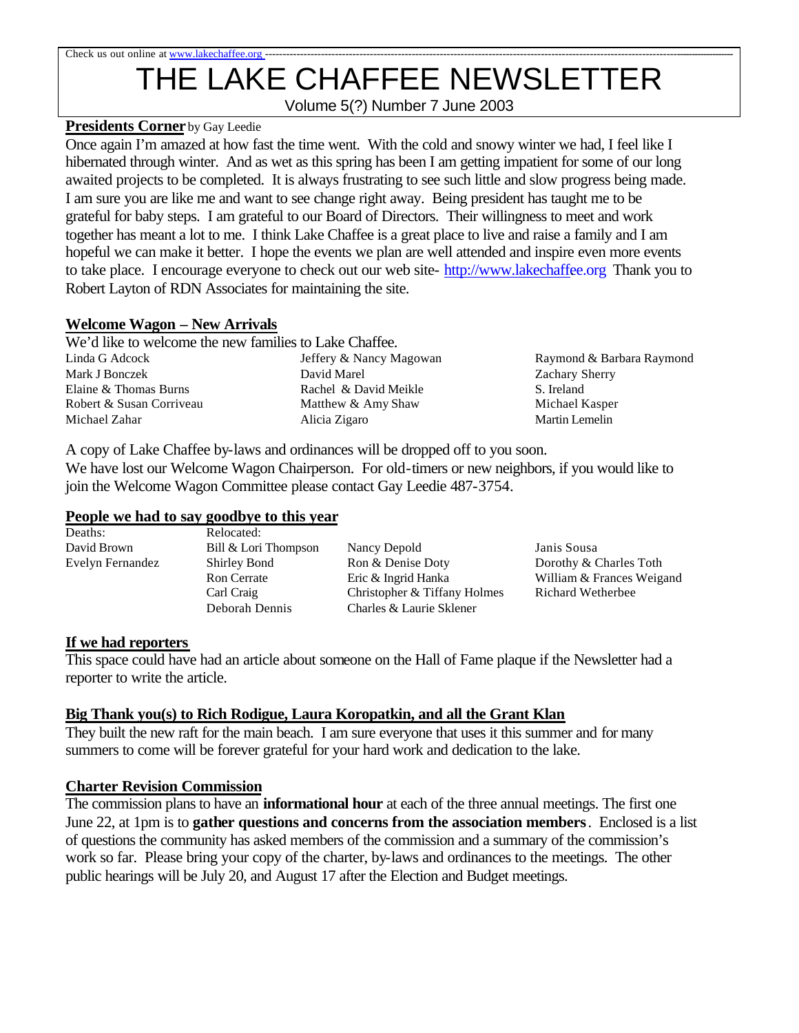Check us out online at www.lakechaffee.org

# THE LAKE CHAFFEE NEWSLETTER

Volume 5(?) Number 7 June 2003

**Presidents Corner** by Gay Leedie

Once again I'm amazed at how fast the time went. With the cold and snowy winter we had, I feel like I hibernated through winter. And as wet as this spring has been I am getting impatient for some of our long awaited projects to be completed. It is always frustrating to see such little and slow progress being made. I am sure you are like me and want to see change right away. Being president has taught me to be grateful for baby steps. I am grateful to our Board of Directors. Their willingness to meet and work together has meant a lot to me. I think Lake Chaffee is a great place to live and raise a family and I am hopeful we can make it better. I hope the events we plan are well attended and inspire even more events to take place. I encourage everyone to check out our web site- http://www.lakechaffee.org Thank you to Robert Layton of RDN Associates for maintaining the site.

## Welcome Wagon – New Arrivals

We'd like to welcome the new families to Lake Chaffee.

| | | |
|---|---|---|
| Linda G Adcock | Jeffery & Nancy Magowan | Raymond & Barbara Raymond |
| Mark J Bonczek | David Marel | Zachary Sherry |
| Elaine & Thomas Burns | Rachel & David Meikle | S. Ireland |
| Robert & Susan Corriveau | Matthew & Amy Shaw | Michael Kasper |
| Michael Zahar | Alicia Zigaro | Martin Lemelin |

A copy of Lake Chaffee by-laws and ordinances will be dropped off to you soon.

We have lost our Welcome Wagon Chairperson. For old-timers or new neighbors, if you would like to join the Welcome Wagon Committee please contact Gay Leedie 487-3754.

## People we had to say goodbye to this year

| Deaths: | Relocated: | | |
|---|---|---|---|
| David Brown | Bill & Lori Thompson | Nancy Depold | Janis Sousa |
| Evelyn Fernandez | Shirley Bond | Ron & Denise Doty | Dorothy & Charles Toth |
| | Ron Cerrate | Eric & Ingrid Hanka | William & Frances Weigand |
| | Carl Craig | Christopher & Tiffany Holmes | Richard Wetherbee |
| | Deborah Dennis | Charles & Laurie Sklener | |

## If we had reporters

This space could have had an article about someone on the Hall of Fame plaque if the Newsletter had a reporter to write the article.

## Big Thank you(s) to Rich Rodigue, Laura Koropatkin, and all the Grant Klan

They built the new raft for the main beach. I am sure everyone that uses it this summer and for many summers to come will be forever grateful for your hard work and dedication to the lake.

## Charter Revision Commission

The commission plans to have an **informational hour** at each of the three annual meetings. The first one June 22, at 1pm is to **gather questions and concerns from the association members**. Enclosed is a list of questions the community has asked members of the commission and a summary of the commission's work so far. Please bring your copy of the charter, by-laws and ordinances to the meetings. The other public hearings will be July 20, and August 17 after the Election and Budget meetings.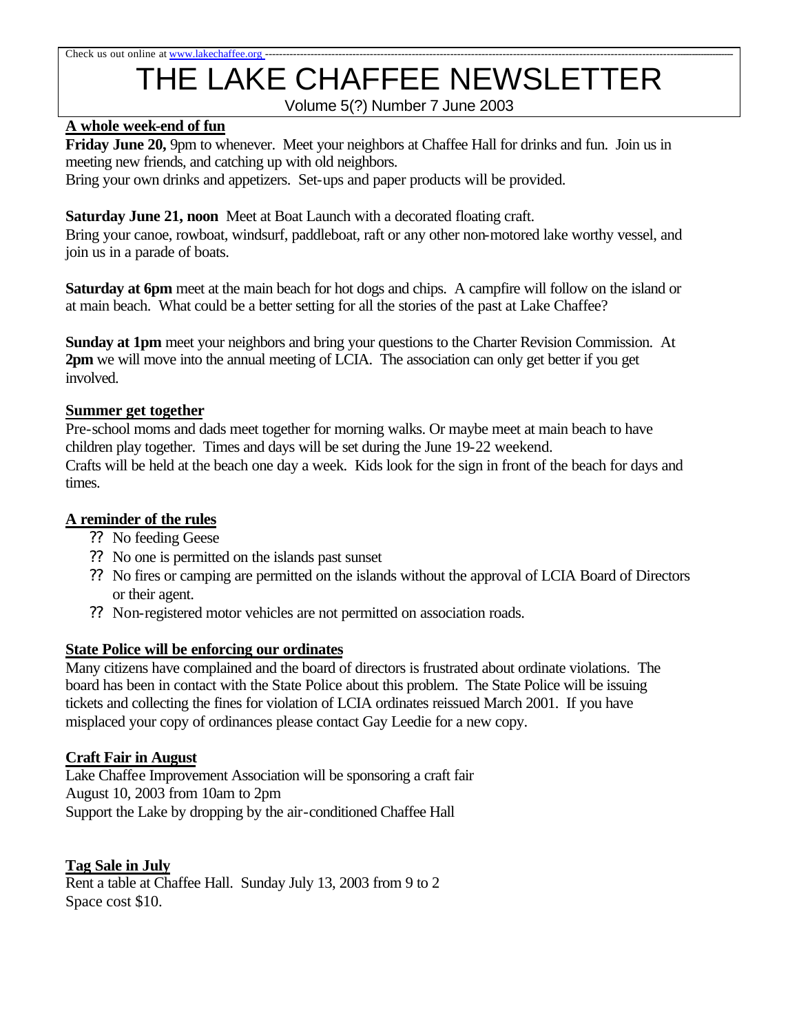Check us out online at www.lakechaffee.org

# THE LAKE CHAFFEE NEWSLETTER

Volume 5(?) Number 7 June 2003

## A whole week-end of fun

**Friday June 20,** 9pm to whenever. Meet your neighbors at Chaffee Hall for drinks and fun. Join us in meeting new friends, and catching up with old neighbors.
Bring your own drinks and appetizers. Set-ups and paper products will be provided.

**Saturday June 21, noon** Meet at Boat Launch with a decorated floating craft.
Bring your canoe, rowboat, windsurf, paddleboat, raft or any other non-motored lake worthy vessel, and join us in a parade of boats.

**Saturday at 6pm** meet at the main beach for hot dogs and chips. A campfire will follow on the island or at main beach. What could be a better setting for all the stories of the past at Lake Chaffee?

**Sunday at 1pm** meet your neighbors and bring your questions to the Charter Revision Commission. At **2pm** we will move into the annual meeting of LCIA. The association can only get better if you get involved.

## Summer get together

Pre-school moms and dads meet together for morning walks. Or maybe meet at main beach to have children play together. Times and days will be set during the June 19-22 weekend.
Crafts will be held at the beach one day a week. Kids look for the sign in front of the beach for days and times.

## A reminder of the rules

- No feeding Geese
- No one is permitted on the islands past sunset
- No fires or camping are permitted on the islands without the approval of LCIA Board of Directors or their agent.
- Non-registered motor vehicles are not permitted on association roads.

## State Police will be enforcing our ordinates

Many citizens have complained and the board of directors is frustrated about ordinate violations. The board has been in contact with the State Police about this problem. The State Police will be issuing tickets and collecting the fines for violation of LCIA ordinates reissued March 2001. If you have misplaced your copy of ordinances please contact Gay Leedie for a new copy.

## Craft Fair in August

Lake Chaffee Improvement Association will be sponsoring a craft fair
August 10, 2003 from 10am to 2pm
Support the Lake by dropping by the air-conditioned Chaffee Hall

## Tag Sale in July

Rent a table at Chaffee Hall. Sunday July 13, 2003 from 9 to 2
Space cost $10.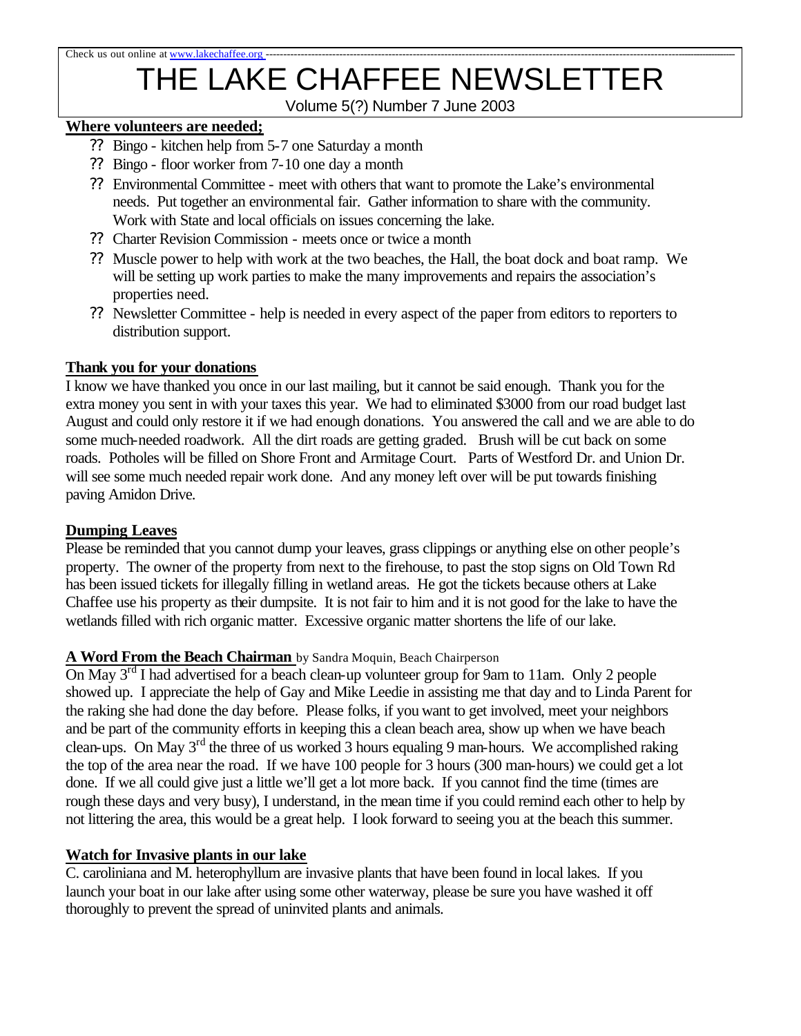Check us out online at www.lakechaffee.org

# THE LAKE CHAFFEE NEWSLETTER

Volume 5(?) Number 7 June 2003

## Where volunteers are needed;

- Bingo - kitchen help from 5-7 one Saturday a month
- Bingo - floor worker from 7-10 one day a month
- Environmental Committee - meet with others that want to promote the Lake's environmental needs. Put together an environmental fair. Gather information to share with the community. Work with State and local officials on issues concerning the lake.
- Charter Revision Commission - meets once or twice a month
- Muscle power to help with work at the two beaches, the Hall, the boat dock and boat ramp. We will be setting up work parties to make the many improvements and repairs the association's properties need.
- Newsletter Committee - help is needed in every aspect of the paper from editors to reporters to distribution support.

## Thank you for your donations

I know we have thanked you once in our last mailing, but it cannot be said enough. Thank you for the extra money you sent in with your taxes this year. We had to eliminated $3000 from our road budget last August and could only restore it if we had enough donations. You answered the call and we are able to do some much-needed roadwork. All the dirt roads are getting graded. Brush will be cut back on some roads. Potholes will be filled on Shore Front and Armitage Court. Parts of Westford Dr. and Union Dr. will see some much needed repair work done. And any money left over will be put towards finishing paving Amidon Drive.

## Dumping Leaves

Please be reminded that you cannot dump your leaves, grass clippings or anything else on other people's property. The owner of the property from next to the firehouse, to past the stop signs on Old Town Rd has been issued tickets for illegally filling in wetland areas. He got the tickets because others at Lake Chaffee use his property as their dumpsite. It is not fair to him and it is not good for the lake to have the wetlands filled with rich organic matter. Excessive organic matter shortens the life of our lake.

## A Word From the Beach Chairman by Sandra Moquin, Beach Chairperson

On May 3rd I had advertised for a beach clean-up volunteer group for 9am to 11am. Only 2 people showed up. I appreciate the help of Gay and Mike Leedie in assisting me that day and to Linda Parent for the raking she had done the day before. Please folks, if you want to get involved, meet your neighbors and be part of the community efforts in keeping this a clean beach area, show up when we have beach clean-ups. On May 3rd the three of us worked 3 hours equaling 9 man-hours. We accomplished raking the top of the area near the road. If we have 100 people for 3 hours (300 man-hours) we could get a lot done. If we all could give just a little we'll get a lot more back. If you cannot find the time (times are rough these days and very busy), I understand, in the mean time if you could remind each other to help by not littering the area, this would be a great help. I look forward to seeing you at the beach this summer.

## Watch for Invasive plants in our lake

C. caroliniana and M. heterophyllum are invasive plants that have been found in local lakes. If you launch your boat in our lake after using some other waterway, please be sure you have washed it off thoroughly to prevent the spread of uninvited plants and animals.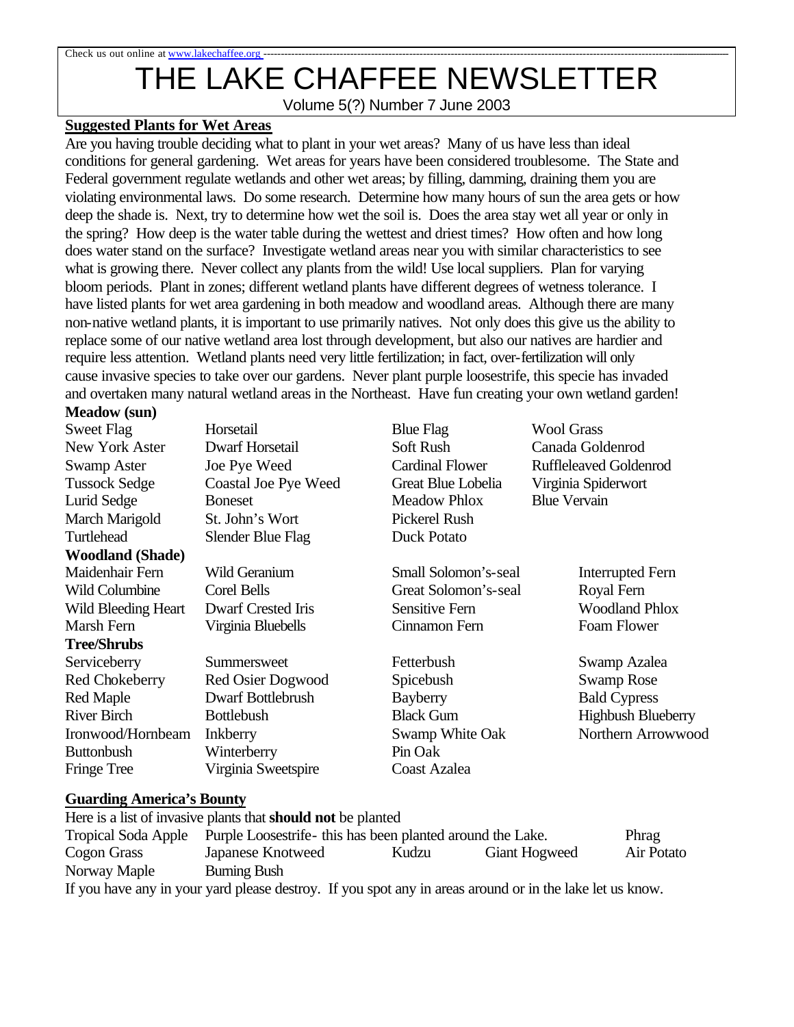Check us out online at www.lakechaffee.org

# THE LAKE CHAFFEE NEWSLETTER

Volume 5(?) Number 7 June 2003

## Suggested Plants for Wet Areas

Are you having trouble deciding what to plant in your wet areas? Many of us have less than ideal conditions for general gardening. Wet areas for years have been considered troublesome. The State and Federal government regulate wetlands and other wet areas; by filling, damming, draining them you are violating environmental laws. Do some research. Determine how many hours of sun the area gets or how deep the shade is. Next, try to determine how wet the soil is. Does the area stay wet all year or only in the spring? How deep is the water table during the wettest and driest times? How often and how long does water stand on the surface? Investigate wetland areas near you with similar characteristics to see what is growing there. Never collect any plants from the wild! Use local suppliers. Plan for varying bloom periods. Plant in zones; different wetland plants have different degrees of wetness tolerance. I have listed plants for wet area gardening in both meadow and woodland areas. Although there are many non-native wetland plants, it is important to use primarily natives. Not only does this give us the ability to replace some of our native wetland area lost through development, but also our natives are hardier and require less attention. Wetland plants need very little fertilization; in fact, over-fertilization will only cause invasive species to take over our gardens. Never plant purple loosestrife, this specie has invaded and overtaken many natural wetland areas in the Northeast. Have fun creating your own wetland garden!

**Meadow (sun)**

| | | | |
|---|---|---|---|
| Sweet Flag | Horsetail | Blue Flag | Wool Grass |
| New York Aster | Dwarf Horsetail | Soft Rush | Canada Goldenrod |
| Swamp Aster | Joe Pye Weed | Cardinal Flower | Ruffleleaved Goldenrod |
| Tussock Sedge | Coastal Joe Pye Weed | Great Blue Lobelia | Virginia Spiderwort |
| Lurid Sedge | Boneset | Meadow Phlox | Blue Vervain |
| March Marigold | St. John's Wort | Pickerel Rush | |
| Turtlehead | Slender Blue Flag | Duck Potato | |

**Woodland (Shade)**

| | | | |
|---|---|---|---|
| Maidenhair Fern | Wild Geranium | Small Solomon's-seal | Interrupted Fern |
| Wild Columbine | Corel Bells | Great Solomon's-seal | Royal Fern |
| Wild Bleeding Heart | Dwarf Crested Iris | Sensitive Fern | Woodland Phlox |
| Marsh Fern | Virginia Bluebells | Cinnamon Fern | Foam Flower |

**Tree/Shrubs**

| | | | |
|---|---|---|---|
| Serviceberry | Summersweet | Fetterbush | Swamp Azalea |
| Red Chokeberry | Red Osier Dogwood | Spicebush | Swamp Rose |
| Red Maple | Dwarf Bottlebrush | Bayberry | Bald Cypress |
| River Birch | Bottlebush | Black Gum | Highbush Blueberry |
| Ironwood/Hornbeam | Inkberry | Swamp White Oak | Northern Arrowwood |
| Buttonbush | Winterberry | Pin Oak | |
| Fringe Tree | Virginia Sweetspire | Coast Azalea | |

## Guarding America's Bounty

Here is a list of invasive plants that **should not** be planted

| | | | | |
|---|---|---|---|---|
| Tropical Soda Apple | Purple Loosestrife- this has been planted around the Lake. | | | Phrag |
| Cogon Grass | Japanese Knotweed | Kudzu | Giant Hogweed | Air Potato |
| Norway Maple | Burning Bush | | | |

If you have any in your yard please destroy. If you spot any in areas around or in the lake let us know.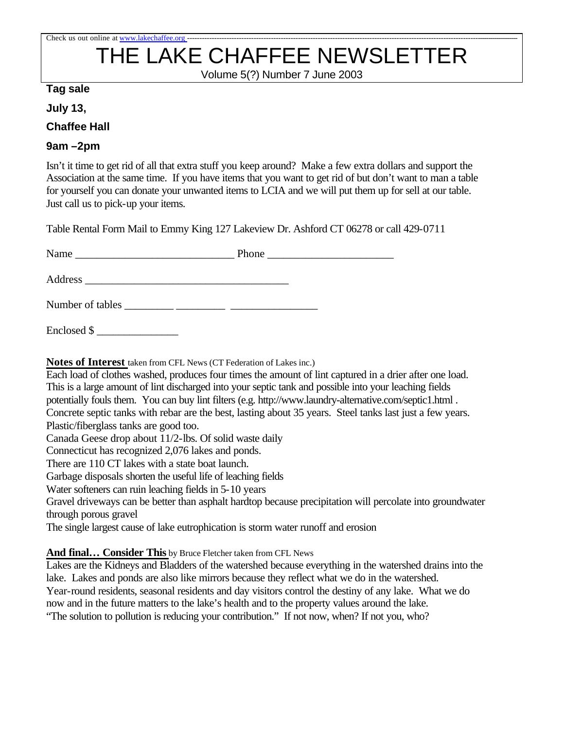Check us out online at www.lakechaffee.org

# THE LAKE CHAFFEE NEWSLETTER

Volume 5(?) Number 7 June 2003

**Tag sale**

**July 13,**

**Chaffee Hall**

**9am –2pm**

Isn't it time to get rid of all that extra stuff you keep around? Make a few extra dollars and support the Association at the same time. If you have items that you want to get rid of but don't want to man a table for yourself you can donate your unwanted items to LCIA and we will put them up for sell at our table. Just call us to pick-up your items.

Table Rental Form Mail to Emmy King 127 Lakeview Dr. Ashford CT 06278 or call 429-0711

Name ____________________________ Phone ______________________

Address ____________________________________

Number of tables _________ _________ _______________

Enclosed $ ______________

**Notes of Interest** taken from CFL News (CT Federation of Lakes inc.)

Each load of clothes washed, produces four times the amount of lint captured in a drier after one load. This is a large amount of lint discharged into your septic tank and possible into your leaching fields potentially fouls them. You can buy lint filters (e.g. http://www.laundry-alternative.com/septic1.html . Concrete septic tanks with rebar are the best, lasting about 35 years. Steel tanks last just a few years. Plastic/fiberglass tanks are good too.
Canada Geese drop about 11/2-lbs. Of solid waste daily
Connecticut has recognized 2,076 lakes and ponds.
There are 110 CT lakes with a state boat launch.
Garbage disposals shorten the useful life of leaching fields
Water softeners can ruin leaching fields in 5-10 years
Gravel driveways can be better than asphalt hardtop because precipitation will percolate into groundwater through porous gravel
The single largest cause of lake eutrophication is storm water runoff and erosion

**And final… Consider This** by Bruce Fletcher taken from CFL News

Lakes are the Kidneys and Bladders of the watershed because everything in the watershed drains into the lake. Lakes and ponds are also like mirrors because they reflect what we do in the watershed.
Year-round residents, seasonal residents and day visitors control the destiny of any lake. What we do now and in the future matters to the lake's health and to the property values around the lake.
"The solution to pollution is reducing your contribution." If not now, when? If not you, who?